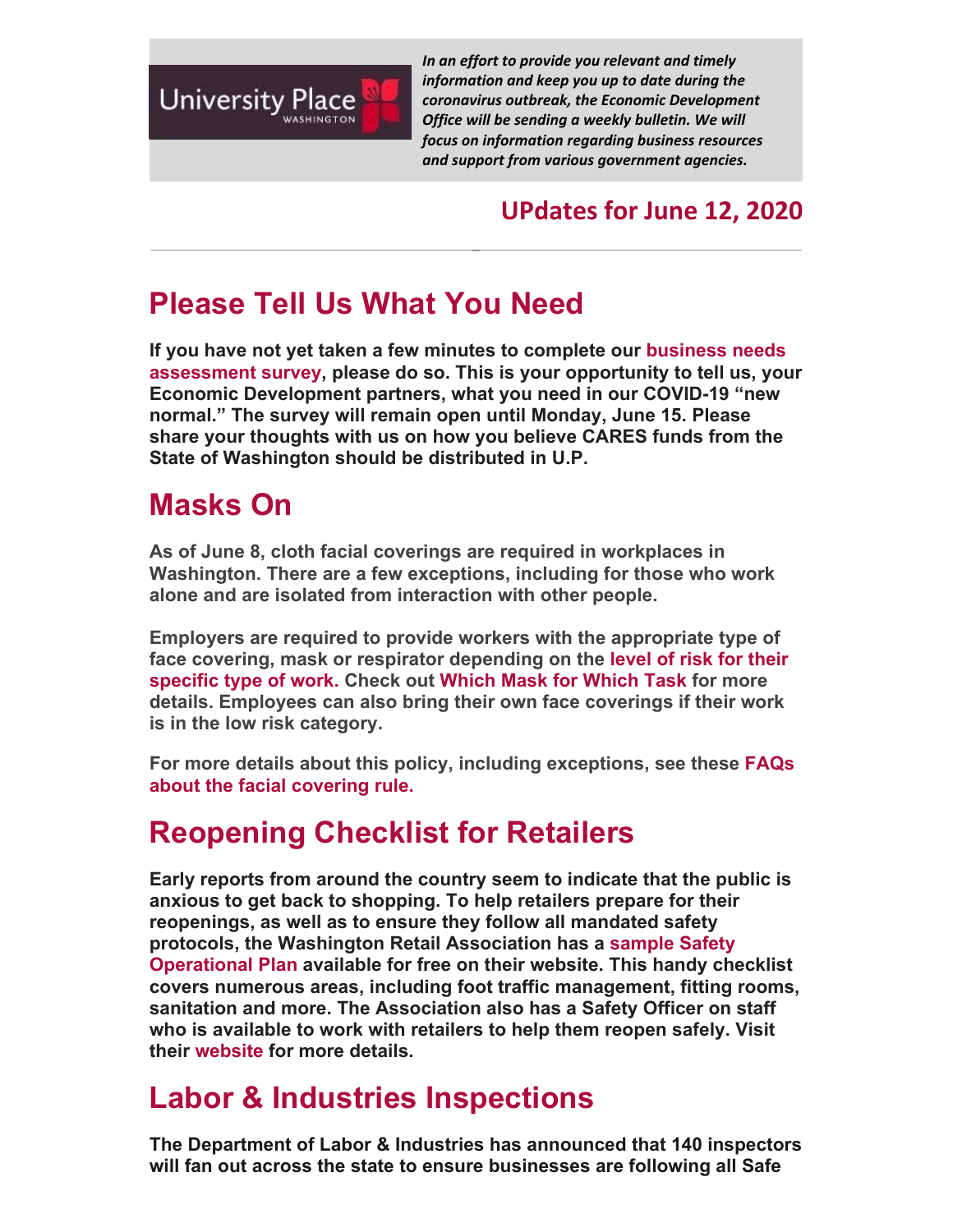University Place WASHINGTON

*In an effort to provide you relevant and timely information and keep you up to date during the coronavirus outbreak, the Economic Development Office will be sending a weekly bulletin. We will focus on information regarding business resources and support from various government agencies.*

## UPdates for June 12, 2020

---

# Please Tell Us What You Need

**If you have not yet taken a few minutes to complete our business needs assessment survey, please do so. This is your opportunity to tell us, your Economic Development partners, what you need in our COVID-19 "new normal." The survey will remain open until Monday, June 15. Please share your thoughts with us on how you believe CARES funds from the State of Washington should be distributed in U.P.**

# Masks On

**As of June 8, cloth facial coverings are required in workplaces in Washington. There are a few exceptions, including for those who work alone and are isolated from interaction with other people.**

**Employers are required to provide workers with the appropriate type of face covering, mask or respirator depending on the level of risk for their specific type of work. Check out Which Mask for Which Task for more details. Employees can also bring their own face coverings if their work is in the low risk category.**

**For more details about this policy, including exceptions, see these FAQs about the facial covering rule.**

# Reopening Checklist for Retailers

**Early reports from around the country seem to indicate that the public is anxious to get back to shopping. To help retailers prepare for their reopenings, as well as to ensure they follow all mandated safety protocols, the Washington Retail Association has a sample Safety Operational Plan available for free on their website. This handy checklist covers numerous areas, including foot traffic management, fitting rooms, sanitation and more. The Association also has a Safety Officer on staff who is available to work with retailers to help them reopen safely. Visit their website for more details.**

# Labor & Industries Inspections

**The Department of Labor & Industries has announced that 140 inspectors will fan out across the state to ensure businesses are following all Safe**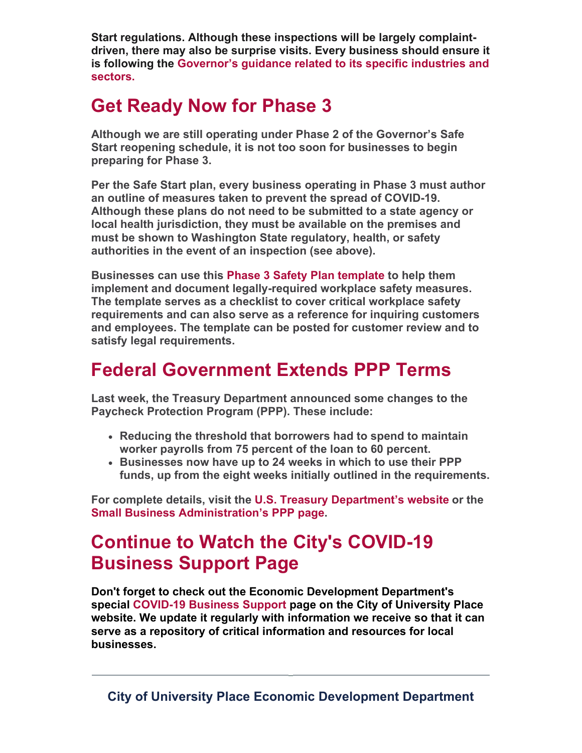**Start regulations. Although these inspections will be largely complaint-driven, there may also be surprise visits. Every business should ensure it is following the Governor's guidance related to its specific industries and sectors.**

## Get Ready Now for Phase 3

**Although we are still operating under Phase 2 of the Governor's Safe Start reopening schedule, it is not too soon for businesses to begin preparing for Phase 3.**

**Per the Safe Start plan, every business operating in Phase 3 must author an outline of measures taken to prevent the spread of COVID-19. Although these plans do not need to be submitted to a state agency or local health jurisdiction, they must be available on the premises and must be shown to Washington State regulatory, health, or safety authorities in the event of an inspection (see above).**

**Businesses can use this Phase 3 Safety Plan template to help them implement and document legally-required workplace safety measures. The template serves as a checklist to cover critical workplace safety requirements and can also serve as a reference for inquiring customers and employees. The template can be posted for customer review and to satisfy legal requirements.**

## Federal Government Extends PPP Terms

**Last week, the Treasury Department announced some changes to the Paycheck Protection Program (PPP). These include:**

- **Reducing the threshold that borrowers had to spend to maintain worker payrolls from 75 percent of the loan to 60 percent.**
- **Businesses now have up to 24 weeks in which to use their PPP funds, up from the eight weeks initially outlined in the requirements.**

**For complete details, visit the U.S. Treasury Department's website or the Small Business Administration's PPP page.**

## Continue to Watch the City's COVID-19 Business Support Page

**Don't forget to check out the Economic Development Department's special COVID-19 Business Support page on the City of University Place website. We update it regularly with information we receive so that it can serve as a repository of critical information and resources for local businesses.**

---

**City of University Place Economic Development Department**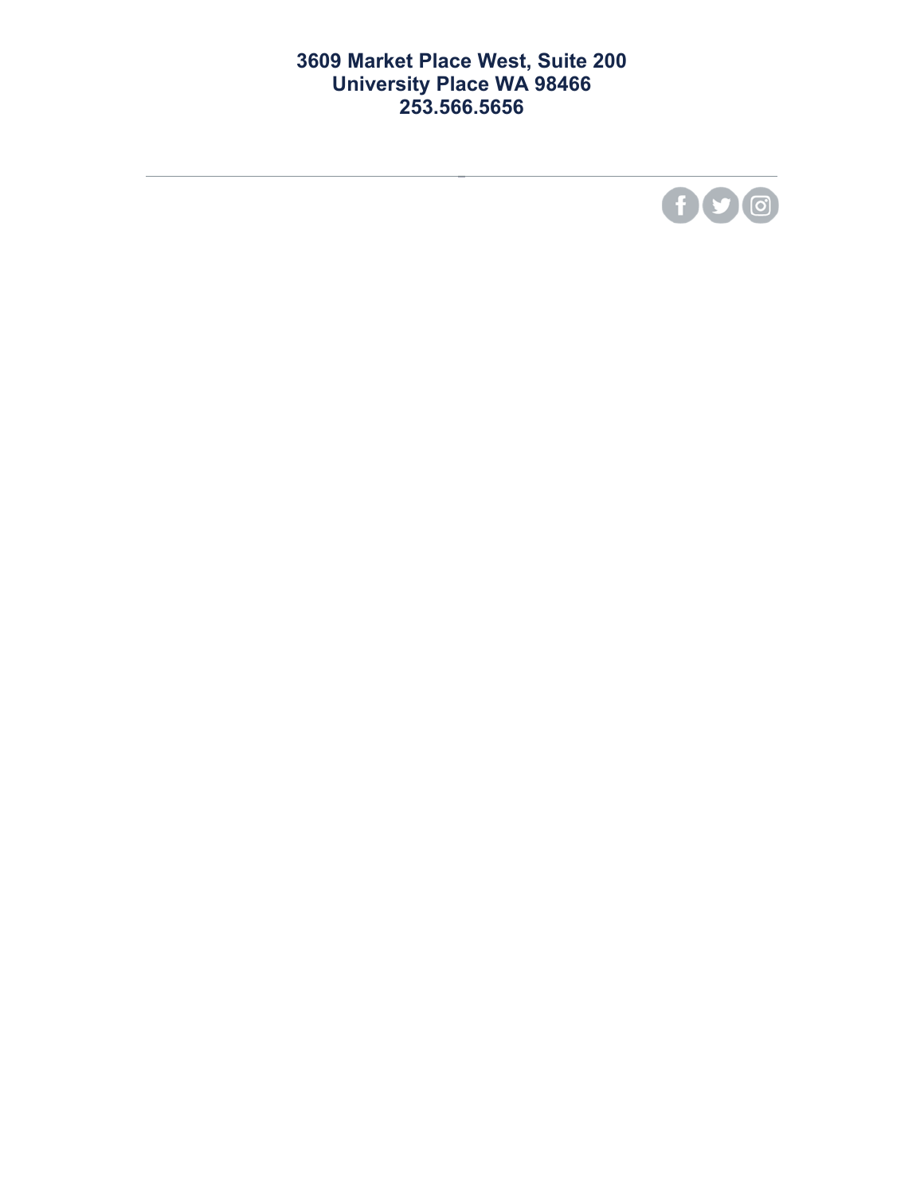**3609 Market Place West, Suite 200**
**University Place WA 98466**
**253.566.5656**

---